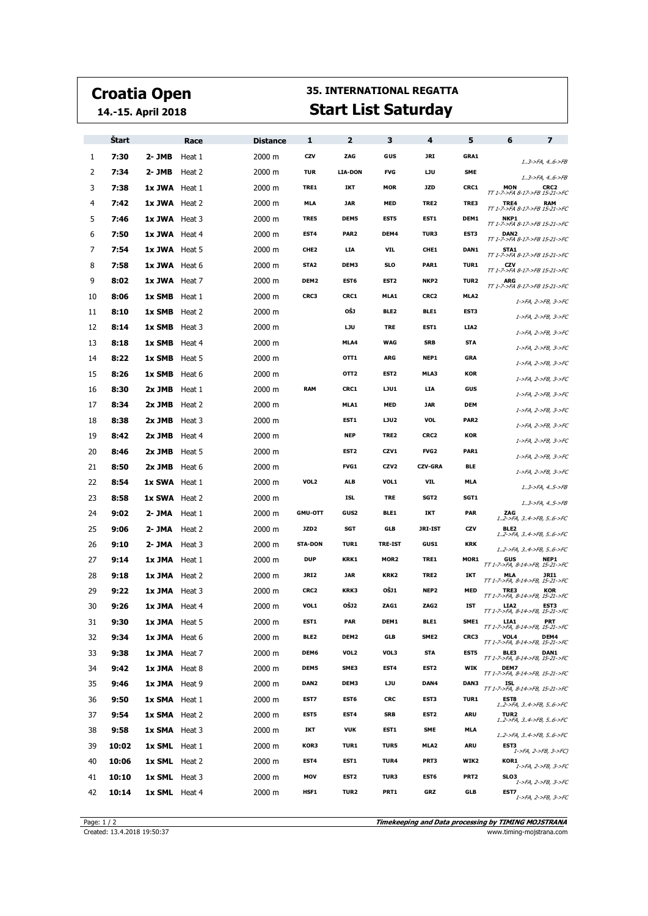# Croatia Open

**14.-15. April 2018**

## 35. INTERNATIONAL REGATTA

## Start List Saturday

| | Štart | Race | | Distance | 1 | 2 | 3 | 4 | 5 | 6 | 7 | |
|---|---|---|---|---|---|---|---|---|---|---|---|---|
| 1 | 7:30 | 2- JMB | Heat 1 | 2000 m | CZV | ZAG | GUS | JRI | GRA1 | | | 1..3->FA, 4..6->FB |
| 2 | 7:34 | 2- JMB | Heat 2 | 2000 m | TUR | LIA-DON | FVG | LJU | SME | | | 1..3->FA, 4..6->FB |
| 3 | 7:38 | 1x JWA | Heat 1 | 2000 m | TRE1 | IKT | MOR | JZD | CRC1 | MON | CRC2 | TT 1-7->FA 8-17->FB 15-21->FC |
| 4 | 7:42 | 1x JWA | Heat 2 | 2000 m | MLA | JAR | MED | TRE2 | TRE3 | TRE4 | RAM | TT 1-7->FA 8-17->FB 15-21->FC |
| 5 | 7:46 | 1x JWA | Heat 3 | 2000 m | TRE5 | DEM5 | EST5 | EST1 | DEM1 | NKP1 | | TT 1-7->FA 8-17->FB 15-21->FC |
| 6 | 7:50 | 1x JWA | Heat 4 | 2000 m | EST4 | PAR2 | DEM4 | TUR3 | EST3 | DAN2 | | TT 1-7->FA 8-17->FB 15-21->FC |
| 7 | 7:54 | 1x JWA | Heat 5 | 2000 m | CHE2 | LIA | VIL | CHE1 | DAN1 | STA1 | | TT 1-7->FA 8-17->FB 15-21->FC |
| 8 | 7:58 | 1x JWA | Heat 6 | 2000 m | STA2 | DEM3 | SLO | PAR1 | TUR1 | CZV | | TT 1-7->FA 8-17->FB 15-21->FC |
| 9 | 8:02 | 1x JWA | Heat 7 | 2000 m | DEM2 | EST6 | EST2 | NKP2 | TUR2 | ARG | | TT 1-7->FA 8-17->FB 15-21->FC |
| 10 | 8:06 | 1x SMB | Heat 1 | 2000 m | CRC3 | CRC1 | MLA1 | CRC2 | MLA2 | | | 1->FA, 2->FB, 3->FC |
| 11 | 8:10 | 1x SMB | Heat 2 | 2000 m | | OŠJ | BLE2 | BLE1 | EST3 | | | 1->FA, 2->FB, 3->FC |
| 12 | 8:14 | 1x SMB | Heat 3 | 2000 m | | LJU | TRE | EST1 | LIA2 | | | 1->FA, 2->FB, 3->FC |
| 13 | 8:18 | 1x SMB | Heat 4 | 2000 m | | MLA4 | WAG | SRB | STA | | | 1->FA, 2->FB, 3->FC |
| 14 | 8:22 | 1x SMB | Heat 5 | 2000 m | | OTT1 | ARG | NEP1 | GRA | | | 1->FA, 2->FB, 3->FC |
| 15 | 8:26 | 1x SMB | Heat 6 | 2000 m | | OTT2 | EST2 | MLA3 | KOR | | | 1->FA, 2->FB, 3->FC |
| 16 | 8:30 | 2x JMB | Heat 1 | 2000 m | RAM | CRC1 | LJU1 | LIA | GUS | | | 1->FA, 2->FB, 3->FC |
| 17 | 8:34 | 2x JMB | Heat 2 | 2000 m | | MLA1 | MED | JAR | DEM | | | 1->FA, 2->FB, 3->FC |
| 18 | 8:38 | 2x JMB | Heat 3 | 2000 m | | EST1 | LJU2 | VOL | PAR2 | | | 1->FA, 2->FB, 3->FC |
| 19 | 8:42 | 2x JMB | Heat 4 | 2000 m | | NEP | TRE2 | CRC2 | KOR | | | 1->FA, 2->FB, 3->FC |
| 20 | 8:46 | 2x JMB | Heat 5 | 2000 m | | EST2 | CZV1 | FVG2 | PAR1 | | | 1->FA, 2->FB, 3->FC |
| 21 | 8:50 | 2x JMB | Heat 6 | 2000 m | | FVG1 | CZV2 | CZV-GRA | BLE | | | 1->FA, 2->FB, 3->FC |
| 22 | 8:54 | 1x SWA | Heat 1 | 2000 m | VOL2 | ALB | VOL1 | VIL | MLA | | | 1..3->FA, 4..5->FB |
| 23 | 8:58 | 1x SWA | Heat 2 | 2000 m | | ISL | TRE | SGT2 | SGT1 | | | 1..3->FA, 4..5->FB |
| 24 | 9:02 | 2- JMA | Heat 1 | 2000 m | GMU-OTT | GUS2 | BLE1 | IKT | PAR | ZAG | | 1..2->FA, 3..4->FB, 5..6->FC |
| 25 | 9:06 | 2- JMA | Heat 2 | 2000 m | JZD2 | SGT | GLB | JRI-IST | CZV | BLE2 | | 1..2->FA, 3..4->FB, 5..6->FC |
| 26 | 9:10 | 2- JMA | Heat 3 | 2000 m | STA-DON | TUR1 | TRE-IST | GUS1 | KRK | | | 1..2->FA, 3..4->FB, 5..6->FC |
| 27 | 9:14 | 1x JMA | Heat 1 | 2000 m | DUP | KRK1 | MOR2 | TRE1 | MOR1 | GUS | NEP1 | TT 1-7->FA, 8-14->FB, 15-21->FC |
| 28 | 9:18 | 1x JMA | Heat 2 | 2000 m | JRI2 | JAR | KRK2 | TRE2 | IKT | MLA | JRI1 | TT 1-7->FA, 8-14->FB, 15-21->FC |
| 29 | 9:22 | 1x JMA | Heat 3 | 2000 m | CRC2 | KRK3 | OŠJ1 | NEP2 | MED | TRE3 | KOR | TT 1-7->FA, 8-14->FB, 15-21->FC |
| 30 | 9:26 | 1x JMA | Heat 4 | 2000 m | VOL1 | OŠJ2 | ZAG1 | ZAG2 | IST | LIA2 | EST3 | TT 1-7->FA, 8-14->FB, 15-21->FC |
| 31 | 9:30 | 1x JMA | Heat 5 | 2000 m | EST1 | PAR | DEM1 | BLE1 | SME1 | LIA1 | PRT | TT 1-7->FA, 8-14->FB, 15-21->FC |
| 32 | 9:34 | 1x JMA | Heat 6 | 2000 m | BLE2 | DEM2 | GLB | SME2 | CRC3 | VOL4 | DEM4 | TT 1-7->FA, 8-14->FB, 15-21->FC |
| 33 | 9:38 | 1x JMA | Heat 7 | 2000 m | DEM6 | VOL2 | VOL3 | STA | EST5 | BLE3 | DAN1 | TT 1-7->FA, 8-14->FB, 15-21->FC |
| 34 | 9:42 | 1x JMA | Heat 8 | 2000 m | DEM5 | SME3 | EST4 | EST2 | WIK | DEM7 | | TT 1-7->FA, 8-14->FB, 15-21->FC |
| 35 | 9:46 | 1x JMA | Heat 9 | 2000 m | DAN2 | DEM3 | LJU | DAN4 | DAN3 | ISL | | TT 1-7->FA, 8-14->FB, 15-21->FC |
| 36 | 9:50 | 1x SMA | Heat 1 | 2000 m | EST7 | EST6 | CRC | EST3 | TUR1 | EST8 | | 1..2->FA, 3..4->FB, 5..6->FC |
| 37 | 9:54 | 1x SMA | Heat 2 | 2000 m | EST5 | EST4 | SRB | EST2 | ARU | TUR2 | | 1..2->FA, 3..4->FB, 5..6->FC |
| 38 | 9:58 | 1x SMA | Heat 3 | 2000 m | IKT | VUK | EST1 | SME | MLA | | | 1..2->FA, 3..4->FB, 5..6->FC |
| 39 | 10:02 | 1x SML | Heat 1 | 2000 m | KOR3 | TUR1 | TUR5 | MLA2 | ARU | EST3 | | 1->FA, 2->FB, 3->FC) |
| 40 | 10:06 | 1x SML | Heat 2 | 2000 m | EST4 | EST1 | TUR4 | PRT3 | WIK2 | KOR1 | | 1->FA, 2->FB, 3->FC |
| 41 | 10:10 | 1x SML | Heat 3 | 2000 m | MOV | EST2 | TUR3 | EST6 | PRT2 | SLO3 | | 1->FA, 2->FB, 3->FC |
| 42 | 10:14 | 1x SML | Heat 4 | 2000 m | HSF1 | TUR2 | PRT1 | GRZ | GLB | EST7 | | 1->FA, 2->FB, 3->FC |

Created: 13.4.2018 19:50:37

*Timekeeping and Data processing by TIMING MOJSTRANA*

www.timing-mojstrana.com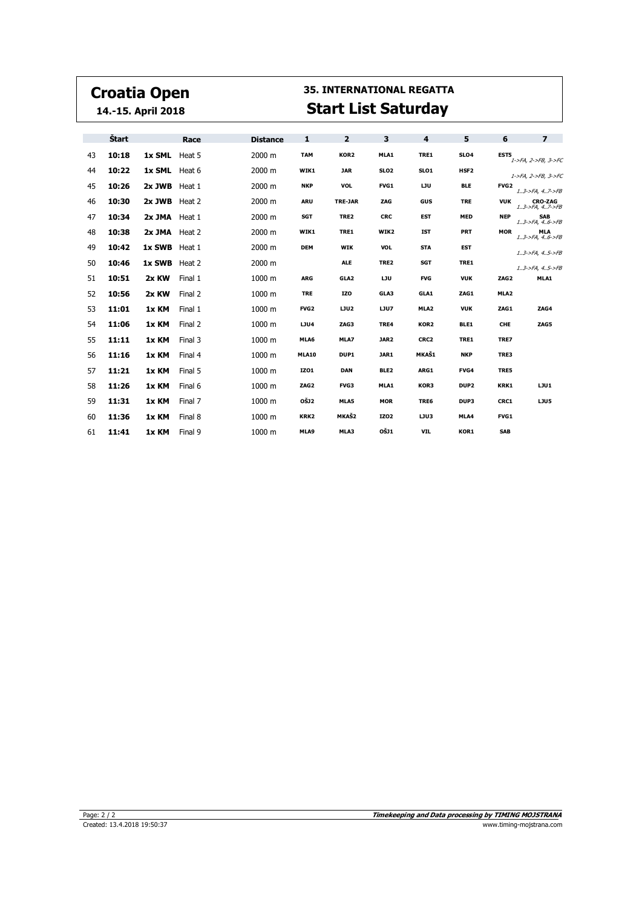# Croatia Open

**14.-15. April 2018**

## 35. INTERNATIONAL REGATTA

## Start List Saturday

| | Štart | Race | | Distance | 1 | 2 | 3 | 4 | 5 | 6 | 7 |
|---|---|---|---|---|---|---|---|---|---|---|---|
| 43 | **10:18** | **1x SML** | Heat 5 | 2000 m | TAM | KOR2 | MLA1 | TRE1 | SLO4 | EST5 | *1->FA, 2->FB, 3->FC* |
| 44 | **10:22** | **1x SML** | Heat 6 | 2000 m | WIK1 | JAR | SLO2 | SLO1 | HSF2 | | *1->FA, 2->FB, 3->FC* |
| 45 | **10:26** | **2x JWB** | Heat 1 | 2000 m | NKP | VOL | FVG1 | LJU | BLE | FVG2 | *1..3->FA, 4..7->FB* |
| 46 | **10:30** | **2x JWB** | Heat 2 | 2000 m | ARU | TRE-JAR | ZAG | GUS | TRE | VUK | CRO-ZAG *1..3->FA, 4..7->FB* |
| 47 | **10:34** | **2x JMA** | Heat 1 | 2000 m | SGT | TRE2 | CRC | EST | MED | NEP | SAB *1..3->FA, 4..6->FB* |
| 48 | **10:38** | **2x JMA** | Heat 2 | 2000 m | WIK1 | TRE1 | WIK2 | IST | PRT | MOR | MLA *1..3->FA, 4..6->FB* |
| 49 | **10:42** | **1x SWB** | Heat 1 | 2000 m | DEM | WIK | VOL | STA | EST | | *1..3->FA, 4..5->FB* |
| 50 | **10:46** | **1x SWB** | Heat 2 | 2000 m | | ALE | TRE2 | SGT | TRE1 | | *1..3->FA, 4..5->FB* |
| 51 | **10:51** | **2x KW** | Final 1 | 1000 m | ARG | GLA2 | LJU | FVG | VUK | ZAG2 | MLA1 |
| 52 | **10:56** | **2x KW** | Final 2 | 1000 m | TRE | IZO | GLA3 | GLA1 | ZAG1 | MLA2 | |
| 53 | **11:01** | **1x KM** | Final 1 | 1000 m | FVG2 | LJU2 | LJU7 | MLA2 | VUK | ZAG1 | ZAG4 |
| 54 | **11:06** | **1x KM** | Final 2 | 1000 m | LJU4 | ZAG3 | TRE4 | KOR2 | BLE1 | CHE | ZAG5 |
| 55 | **11:11** | **1x KM** | Final 3 | 1000 m | MLA6 | MLA7 | JAR2 | CRC2 | TRE1 | TRE7 | |
| 56 | **11:16** | **1x KM** | Final 4 | 1000 m | MLA10 | DUP1 | JAR1 | MKAŠ1 | NKP | TRE3 | |
| 57 | **11:21** | **1x KM** | Final 5 | 1000 m | IZO1 | DAN | BLE2 | ARG1 | FVG4 | TRE5 | |
| 58 | **11:26** | **1x KM** | Final 6 | 1000 m | ZAG2 | FVG3 | MLA1 | KOR3 | DUP2 | KRK1 | LJU1 |
| 59 | **11:31** | **1x KM** | Final 7 | 1000 m | OŠJ2 | MLA5 | MOR | TRE6 | DUP3 | CRC1 | LJU5 |
| 60 | **11:36** | **1x KM** | Final 8 | 1000 m | KRK2 | MKAŠ2 | IZO2 | LJU3 | MLA4 | FVG1 | |
| 61 | **11:41** | **1x KM** | Final 9 | 1000 m | MLA9 | MLA3 | OŠJ1 | VIL | KOR1 | SAB | |

Created: 13.4.2018 19:50:37

***Timekeeping and Data processing by TIMING MOJSTRANA***
www.timing-mojstrana.com